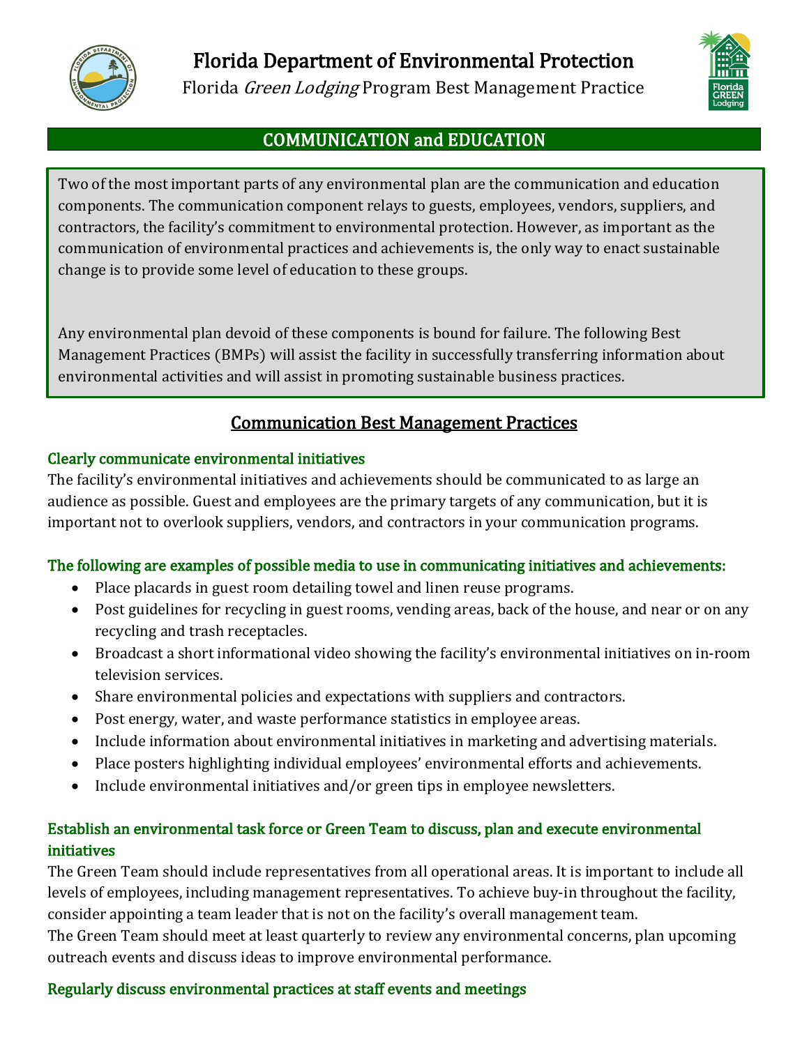# Florida Department of Environmental Protection

Florida *Green Lodging* Program Best Management Practice

## COMMUNICATION and EDUCATION

Two of the most important parts of any environmental plan are the communication and education components. The communication component relays to guests, employees, vendors, suppliers, and contractors, the facility's commitment to environmental protection. However, as important as the communication of environmental practices and achievements is, the only way to enact sustainable change is to provide some level of education to these groups.

Any environmental plan devoid of these components is bound for failure. The following Best Management Practices (BMPs) will assist the facility in successfully transferring information about environmental activities and will assist in promoting sustainable business practices.

## Communication Best Management Practices

### Clearly communicate environmental initiatives

The facility's environmental initiatives and achievements should be communicated to as large an audience as possible. Guest and employees are the primary targets of any communication, but it is important not to overlook suppliers, vendors, and contractors in your communication programs.

### The following are examples of possible media to use in communicating initiatives and achievements:

- Place placards in guest room detailing towel and linen reuse programs.
- Post guidelines for recycling in guest rooms, vending areas, back of the house, and near or on any recycling and trash receptacles.
- Broadcast a short informational video showing the facility's environmental initiatives on in-room television services.
- Share environmental policies and expectations with suppliers and contractors.
- Post energy, water, and waste performance statistics in employee areas.
- Include information about environmental initiatives in marketing and advertising materials.
- Place posters highlighting individual employees' environmental efforts and achievements.
- Include environmental initiatives and/or green tips in employee newsletters.

### Establish an environmental task force or Green Team to discuss, plan and execute environmental initiatives

The Green Team should include representatives from all operational areas. It is important to include all levels of employees, including management representatives. To achieve buy-in throughout the facility, consider appointing a team leader that is not on the facility's overall management team.

The Green Team should meet at least quarterly to review any environmental concerns, plan upcoming outreach events and discuss ideas to improve environmental performance.

### Regularly discuss environmental practices at staff events and meetings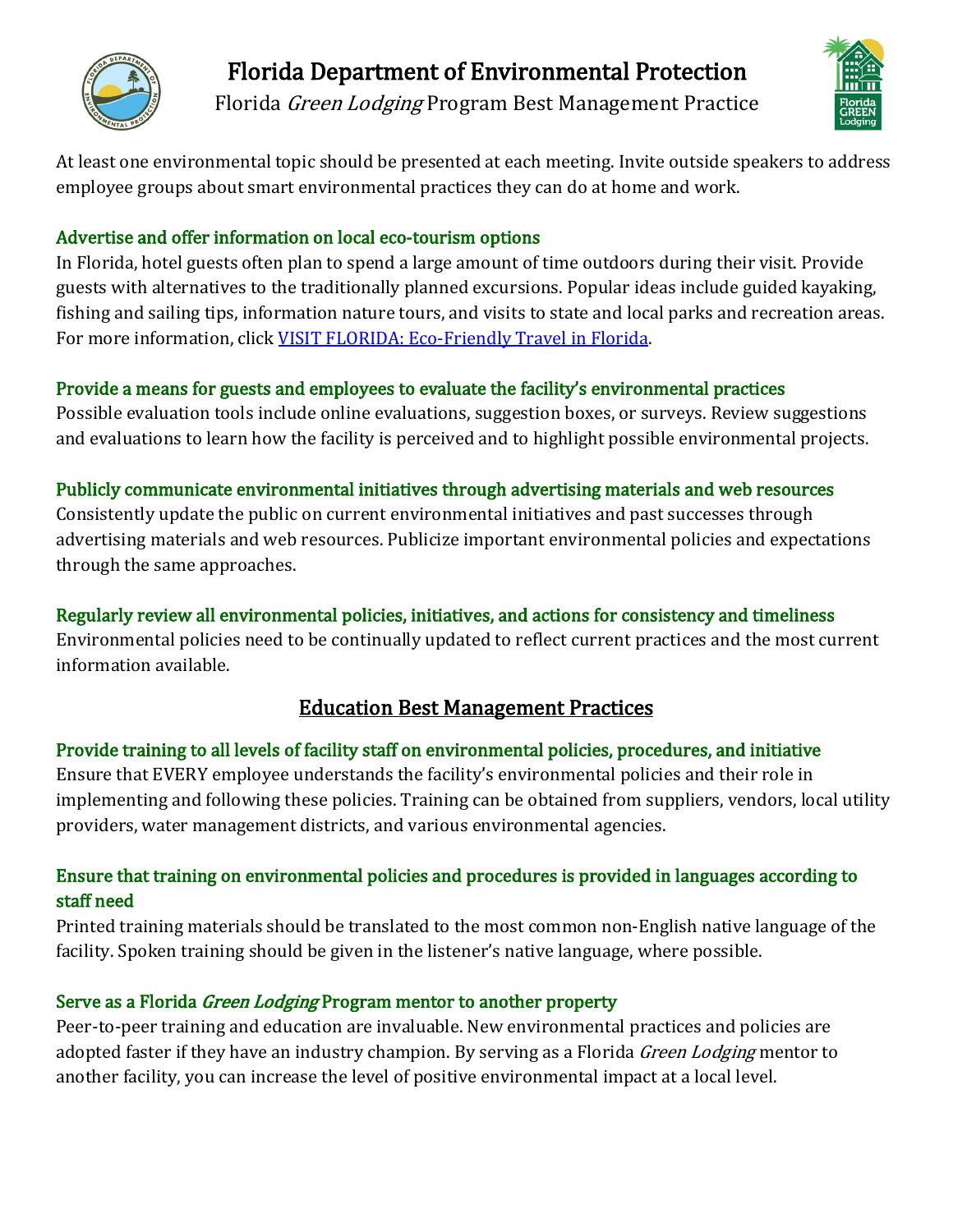At least one environmental topic should be presented at each meeting. Invite outside speakers to address employee groups about smart environmental practices they can do at home and work.

### Advertise and offer information on local eco-tourism options

In Florida, hotel guests often plan to spend a large amount of time outdoors during their visit. Provide guests with alternatives to the traditionally planned excursions. Popular ideas include guided kayaking, fishing and sailing tips, information nature tours, and visits to state and local parks and recreation areas. For more information, click [VISIT FLORIDA: Eco-Friendly Travel in Florida](#).

### Provide a means for guests and employees to evaluate the facility's environmental practices

Possible evaluation tools include online evaluations, suggestion boxes, or surveys. Review suggestions and evaluations to learn how the facility is perceived and to highlight possible environmental projects.

### Publicly communicate environmental initiatives through advertising materials and web resources

Consistently update the public on current environmental initiatives and past successes through advertising materials and web resources. Publicize important environmental policies and expectations through the same approaches.

### Regularly review all environmental policies, initiatives, and actions for consistency and timeliness

Environmental policies need to be continually updated to reflect current practices and the most current information available.

## Education Best Management Practices

### Provide training to all levels of facility staff on environmental policies, procedures, and initiative

Ensure that EVERY employee understands the facility's environmental policies and their role in implementing and following these policies. Training can be obtained from suppliers, vendors, local utility providers, water management districts, and various environmental agencies.

### Ensure that training on environmental policies and procedures is provided in languages according to staff need

Printed training materials should be translated to the most common non-English native language of the facility. Spoken training should be given in the listener's native language, where possible.

### Serve as a Florida *Green Lodging* Program mentor to another property

Peer-to-peer training and education are invaluable. New environmental practices and policies are adopted faster if they have an industry champion. By serving as a Florida *Green Lodging* mentor to another facility, you can increase the level of positive environmental impact at a local level.